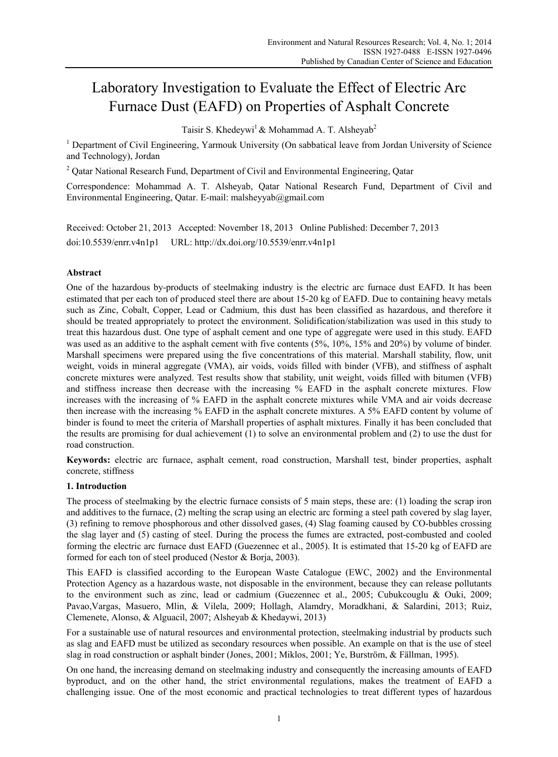# Laboratory Investigation to Evaluate the Effect of Electric Arc Furnace Dust (EAFD) on Properties of Asphalt Concrete

Taisir S. Khedeywi[1] & Mohammad A. T. Alsheyab[2]

[1] Department of Civil Engineering, Yarmouk University (On sabbatical leave from Jordan University of Science and Technology), Jordan

[2] Qatar National Research Fund, Department of Civil and Environmental Engineering, Qatar

Correspondence: Mohammad A. T. Alsheyab, Qatar National Research Fund, Department of Civil and Environmental Engineering, Qatar. E-mail: malsheyyab@gmail.com

Received: October 21, 2013 Accepted: November 18, 2013 Online Published: December 7, 2013

doi:10.5539/enrr.v4n1p1 URL: http://dx.doi.org/10.5539/enrr.v4n1p1

## Abstract

One of the hazardous by-products of steelmaking industry is the electric arc furnace dust EAFD. It has been estimated that per each ton of produced steel there are about 15-20 kg of EAFD. Due to containing heavy metals such as Zinc, Cobalt, Copper, Lead or Cadmium, this dust has been classified as hazardous, and therefore it should be treated appropriately to protect the environment. Solidification/stabilization was used in this study to treat this hazardous dust. One type of asphalt cement and one type of aggregate were used in this study. EAFD was used as an additive to the asphalt cement with five contents (5%, 10%, 15% and 20%) by volume of binder. Marshall specimens were prepared using the five concentrations of this material. Marshall stability, flow, unit weight, voids in mineral aggregate (VMA), air voids, voids filled with binder (VFB), and stiffness of asphalt concrete mixtures were analyzed. Test results show that stability, unit weight, voids filled with bitumen (VFB) and stiffness increase then decrease with the increasing % EAFD in the asphalt concrete mixtures. Flow increases with the increasing of % EAFD in the asphalt concrete mixtures while VMA and air voids decrease then increase with the increasing % EAFD in the asphalt concrete mixtures. A 5% EAFD content by volume of binder is found to meet the criteria of Marshall properties of asphalt mixtures. Finally it has been concluded that the results are promising for dual achievement (1) to solve an environmental problem and (2) to use the dust for road construction.

**Keywords:** electric arc furnace, asphalt cement, road construction, Marshall test, binder properties, asphalt concrete, stiffness

## 1. Introduction

The process of steelmaking by the electric furnace consists of 5 main steps, these are: (1) loading the scrap iron and additives to the furnace, (2) melting the scrap using an electric arc forming a steel path covered by slag layer, (3) refining to remove phosphorous and other dissolved gases, (4) Slag foaming caused by CO-bubbles crossing the slag layer and (5) casting of steel. During the process the fumes are extracted, post-combusted and cooled forming the electric arc furnace dust EAFD (Guezennec et al., 2005). It is estimated that 15-20 kg of EAFD are formed for each ton of steel produced (Nestor & Borja, 2003).

This EAFD is classified according to the European Waste Catalogue (EWC, 2002) and the Environmental Protection Agency as a hazardous waste, not disposable in the environment, because they can release pollutants to the environment such as zinc, lead or cadmium (Guezennec et al., 2005; Cubukcouglu & Ouki, 2009; Pavao,Vargas, Masuero, Mlin, & Vilela, 2009; Hollagh, Alamdry, Moradkhani, & Salardini, 2013; Ruiz, Clemenete, Alonso, & Alguacil, 2007; Alsheyab & Khedaywi, 2013)

For a sustainable use of natural resources and environmental protection, steelmaking industrial by products such as slag and EAFD must be utilized as secondary resources when possible. An example on that is the use of steel slag in road construction or asphalt binder (Jones, 2001; Miklos, 2001; Ye, Burström, & Fällman, 1995).

On one hand, the increasing demand on steelmaking industry and consequently the increasing amounts of EAFD byproduct, and on the other hand, the strict environmental regulations, makes the treatment of EAFD a challenging issue. One of the most economic and practical technologies to treat different types of hazardous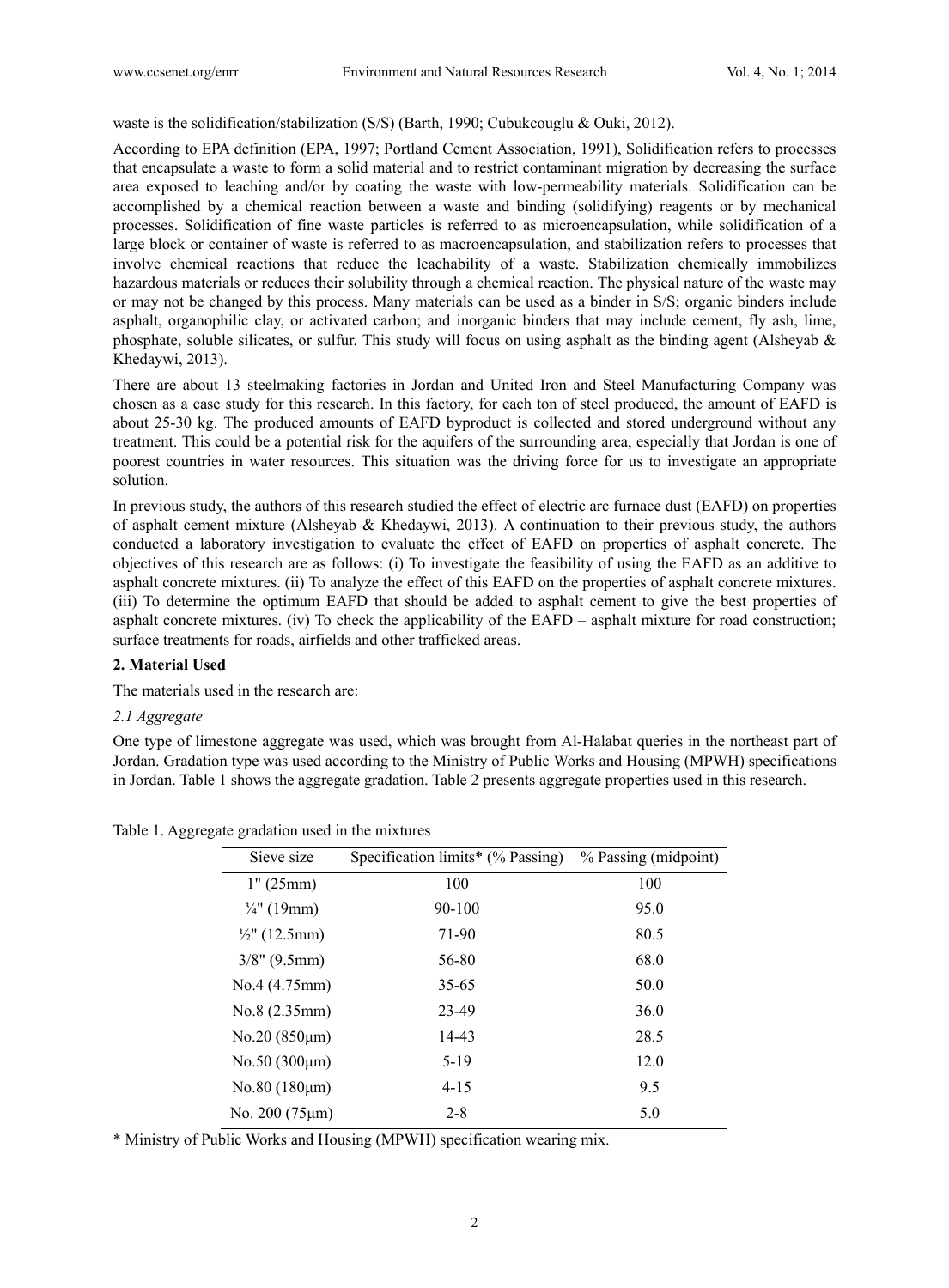waste is the solidification/stabilization (S/S) (Barth, 1990; Cubukcouglu & Ouki, 2012).

According to EPA definition (EPA, 1997; Portland Cement Association, 1991), Solidification refers to processes that encapsulate a waste to form a solid material and to restrict contaminant migration by decreasing the surface area exposed to leaching and/or by coating the waste with low-permeability materials. Solidification can be accomplished by a chemical reaction between a waste and binding (solidifying) reagents or by mechanical processes. Solidification of fine waste particles is referred to as microencapsulation, while solidification of a large block or container of waste is referred to as macroencapsulation, and stabilization refers to processes that involve chemical reactions that reduce the leachability of a waste. Stabilization chemically immobilizes hazardous materials or reduces their solubility through a chemical reaction. The physical nature of the waste may or may not be changed by this process. Many materials can be used as a binder in S/S; organic binders include asphalt, organophilic clay, or activated carbon; and inorganic binders that may include cement, fly ash, lime, phosphate, soluble silicates, or sulfur. This study will focus on using asphalt as the binding agent (Alsheyab & Khedaywi, 2013).

There are about 13 steelmaking factories in Jordan and United Iron and Steel Manufacturing Company was chosen as a case study for this research. In this factory, for each ton of steel produced, the amount of EAFD is about 25-30 kg. The produced amounts of EAFD byproduct is collected and stored underground without any treatment. This could be a potential risk for the aquifers of the surrounding area, especially that Jordan is one of poorest countries in water resources. This situation was the driving force for us to investigate an appropriate solution.

In previous study, the authors of this research studied the effect of electric arc furnace dust (EAFD) on properties of asphalt cement mixture (Alsheyab & Khedaywi, 2013). A continuation to their previous study, the authors conducted a laboratory investigation to evaluate the effect of EAFD on properties of asphalt concrete. The objectives of this research are as follows: (i) To investigate the feasibility of using the EAFD as an additive to asphalt concrete mixtures. (ii) To analyze the effect of this EAFD on the properties of asphalt concrete mixtures. (iii) To determine the optimum EAFD that should be added to asphalt cement to give the best properties of asphalt concrete mixtures. (iv) To check the applicability of the EAFD – asphalt mixture for road construction; surface treatments for roads, airfields and other trafficked areas.

## 2. Material Used

The materials used in the research are:

### *2.1 Aggregate*

One type of limestone aggregate was used, which was brought from Al-Halabat queries in the northeast part of Jordan. Gradation type was used according to the Ministry of Public Works and Housing (MPWH) specifications in Jordan. Table 1 shows the aggregate gradation. Table 2 presents aggregate properties used in this research.

Table 1. Aggregate gradation used in the mixtures

| Sieve size | Specification limits* (% Passing) | % Passing (midpoint) |
|---|---|---|
| 1" (25mm) | 100 | 100 |
| ¾" (19mm) | 90-100 | 95.0 |
| ½" (12.5mm) | 71-90 | 80.5 |
| 3/8" (9.5mm) | 56-80 | 68.0 |
| No.4 (4.75mm) | 35-65 | 50.0 |
| No.8 (2.35mm) | 23-49 | 36.0 |
| No.20 (850µm) | 14-43 | 28.5 |
| No.50 (300µm) | 5-19 | 12.0 |
| No.80 (180µm) | 4-15 | 9.5 |
| No. 200 (75µm) | 2-8 | 5.0 |

* Ministry of Public Works and Housing (MPWH) specification wearing mix.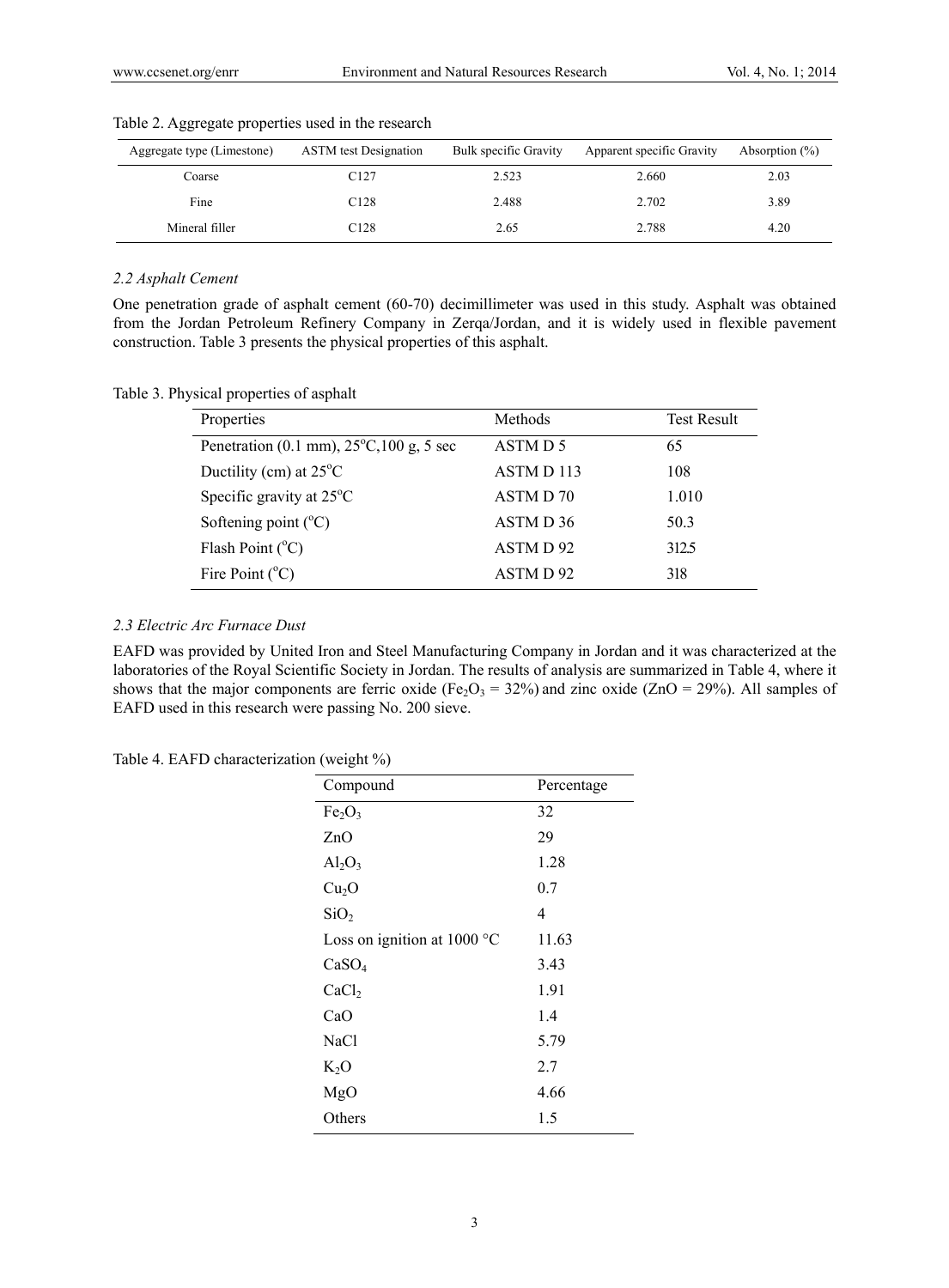Table 2. Aggregate properties used in the research

| Aggregate type (Limestone) | ASTM test Designation | Bulk specific Gravity | Apparent specific Gravity | Absorption (%) |
| --- | --- | --- | --- | --- |
| Coarse | C127 | 2.523 | 2.660 | 2.03 |
| Fine | C128 | 2.488 | 2.702 | 3.89 |
| Mineral filler | C128 | 2.65 | 2.788 | 4.20 |

### *2.2 Asphalt Cement*

One penetration grade of asphalt cement (60-70) decimillimeter was used in this study. Asphalt was obtained from the Jordan Petroleum Refinery Company in Zerqa/Jordan, and it is widely used in flexible pavement construction. Table 3 presents the physical properties of this asphalt.

Table 3. Physical properties of asphalt

| Properties | Methods | Test Result |
| --- | --- | --- |
| Penetration (0.1 mm), 25°C,100 g, 5 sec | ASTM D 5 | 65 |
| Ductility (cm) at 25°C | ASTM D 113 | 108 |
| Specific gravity at 25°C | ASTM D 70 | 1.010 |
| Softening point (°C) | ASTM D 36 | 50.3 |
| Flash Point (°C) | ASTM D 92 | 312.5 |
| Fire Point (°C) | ASTM D 92 | 318 |

### *2.3 Electric Arc Furnace Dust*

EAFD was provided by United Iron and Steel Manufacturing Company in Jordan and it was characterized at the laboratories of the Royal Scientific Society in Jordan. The results of analysis are summarized in Table 4, where it shows that the major components are ferric oxide ($Fe_2O_3$ = 32%) and zinc oxide (ZnO = 29%). All samples of EAFD used in this research were passing No. 200 sieve.

Table 4. EAFD characterization (weight %)

| Compound | Percentage |
| --- | --- |
| $Fe_2O_3$ | 32 |
| ZnO | 29 |
| $Al_2O_3$ | 1.28 |
| $Cu_2O$ | 0.7 |
| $SiO_2$ | 4 |
| Loss on ignition at 1000 °C | 11.63 |
| $CaSO_4$ | 3.43 |
| $CaCl_2$ | 1.91 |
| CaO | 1.4 |
| NaCl | 5.79 |
| $K_2O$ | 2.7 |
| MgO | 4.66 |
| Others | 1.5 |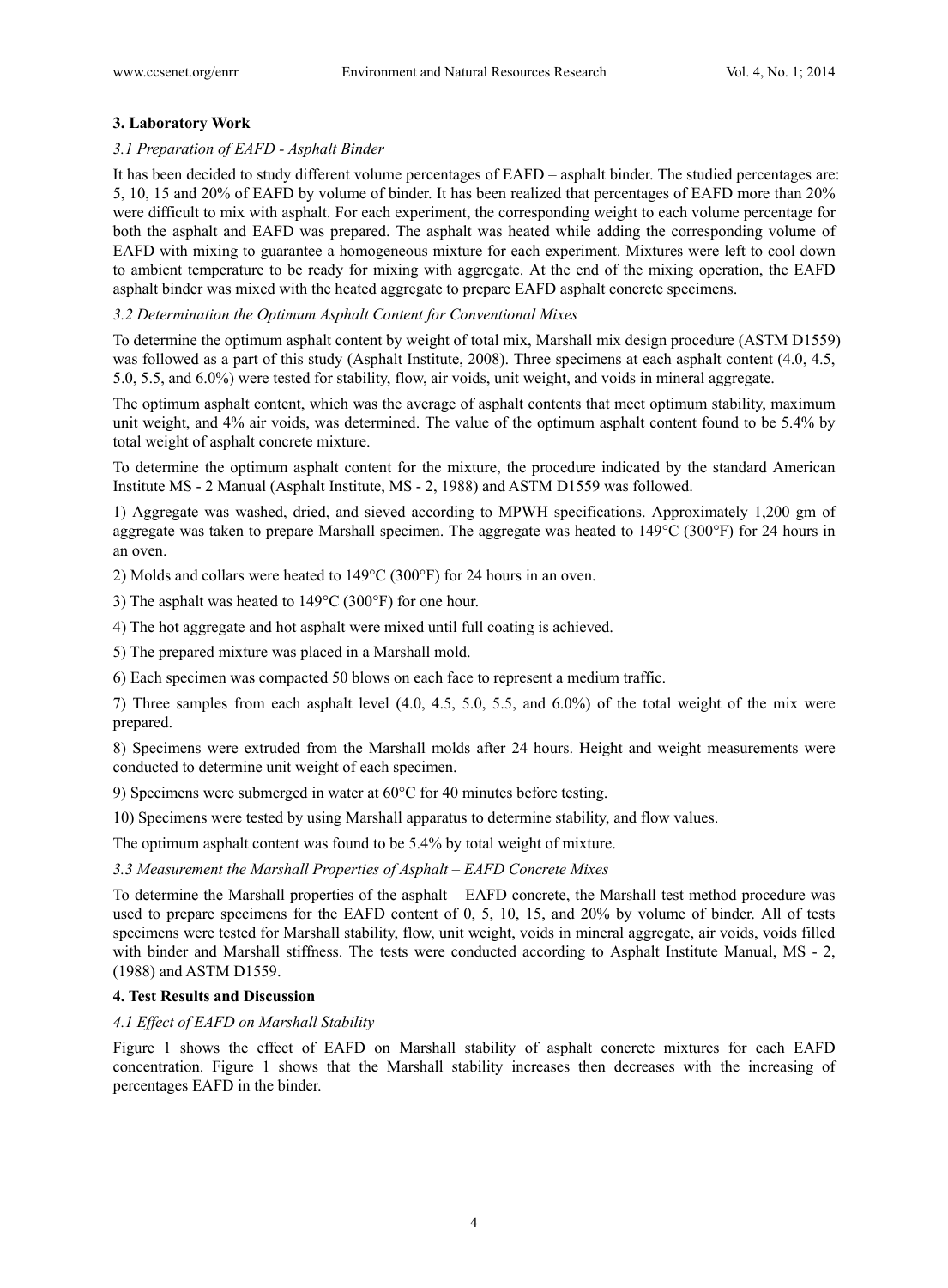## 3. Laboratory Work

### *3.1 Preparation of EAFD - Asphalt Binder*

It has been decided to study different volume percentages of EAFD – asphalt binder. The studied percentages are: 5, 10, 15 and 20% of EAFD by volume of binder. It has been realized that percentages of EAFD more than 20% were difficult to mix with asphalt. For each experiment, the corresponding weight to each volume percentage for both the asphalt and EAFD was prepared. The asphalt was heated while adding the corresponding volume of EAFD with mixing to guarantee a homogeneous mixture for each experiment. Mixtures were left to cool down to ambient temperature to be ready for mixing with aggregate. At the end of the mixing operation, the EAFD asphalt binder was mixed with the heated aggregate to prepare EAFD asphalt concrete specimens.

### *3.2 Determination the Optimum Asphalt Content for Conventional Mixes*

To determine the optimum asphalt content by weight of total mix, Marshall mix design procedure (ASTM D1559) was followed as a part of this study (Asphalt Institute, 2008). Three specimens at each asphalt content (4.0, 4.5, 5.0, 5.5, and 6.0%) were tested for stability, flow, air voids, unit weight, and voids in mineral aggregate.

The optimum asphalt content, which was the average of asphalt contents that meet optimum stability, maximum unit weight, and 4% air voids, was determined. The value of the optimum asphalt content found to be 5.4% by total weight of asphalt concrete mixture.

To determine the optimum asphalt content for the mixture, the procedure indicated by the standard American Institute MS - 2 Manual (Asphalt Institute, MS - 2, 1988) and ASTM D1559 was followed.

1) Aggregate was washed, dried, and sieved according to MPWH specifications. Approximately 1,200 gm of aggregate was taken to prepare Marshall specimen. The aggregate was heated to 149°C (300°F) for 24 hours in an oven.

2) Molds and collars were heated to 149°C (300°F) for 24 hours in an oven.

3) The asphalt was heated to 149°C (300°F) for one hour.

4) The hot aggregate and hot asphalt were mixed until full coating is achieved.

5) The prepared mixture was placed in a Marshall mold.

6) Each specimen was compacted 50 blows on each face to represent a medium traffic.

7) Three samples from each asphalt level (4.0, 4.5, 5.0, 5.5, and 6.0%) of the total weight of the mix were prepared.

8) Specimens were extruded from the Marshall molds after 24 hours. Height and weight measurements were conducted to determine unit weight of each specimen.

9) Specimens were submerged in water at 60°C for 40 minutes before testing.

10) Specimens were tested by using Marshall apparatus to determine stability, and flow values.

The optimum asphalt content was found to be 5.4% by total weight of mixture.

### *3.3 Measurement the Marshall Properties of Asphalt – EAFD Concrete Mixes*

To determine the Marshall properties of the asphalt – EAFD concrete, the Marshall test method procedure was used to prepare specimens for the EAFD content of 0, 5, 10, 15, and 20% by volume of binder. All of tests specimens were tested for Marshall stability, flow, unit weight, voids in mineral aggregate, air voids, voids filled with binder and Marshall stiffness. The tests were conducted according to Asphalt Institute Manual, MS - 2, (1988) and ASTM D1559.

## 4. Test Results and Discussion

### *4.1 Effect of EAFD on Marshall Stability*

Figure 1 shows the effect of EAFD on Marshall stability of asphalt concrete mixtures for each EAFD concentration. Figure 1 shows that the Marshall stability increases then decreases with the increasing of percentages EAFD in the binder.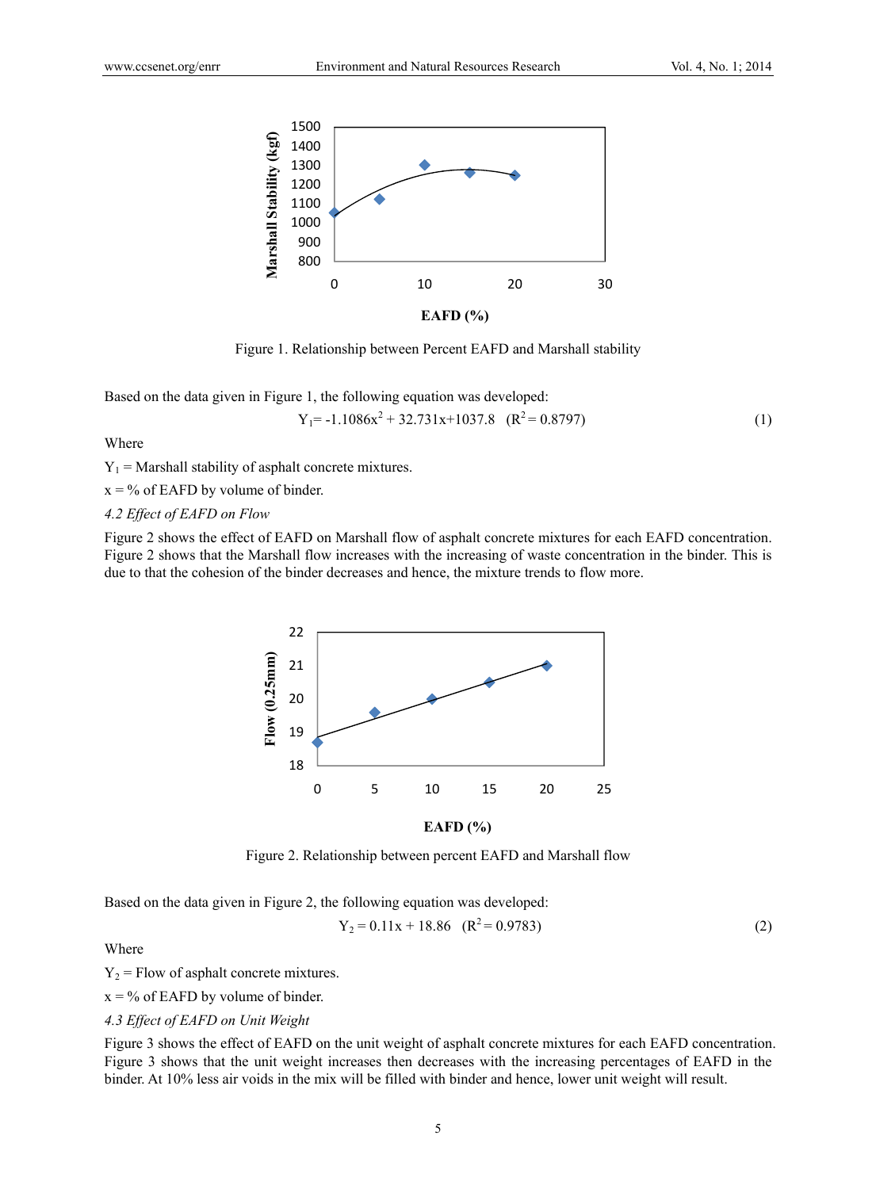Figure 1. Relationship between Percent EAFD and Marshall stability

Based on the data given in Figure 1, the following equation was developed:

$$Y_1 = -1.1086x^2 + 32.731x + 1037.8 \quad (R^2 = 0.8797) \tag{1}$$

Where

$Y_1$ = Marshall stability of asphalt concrete mixtures.

x = % of EAFD by volume of binder.

*4.2 Effect of EAFD on Flow*

Figure 2 shows the effect of EAFD on Marshall flow of asphalt concrete mixtures for each EAFD concentration. Figure 2 shows that the Marshall flow increases with the increasing of waste concentration in the binder. This is due to that the cohesion of the binder decreases and hence, the mixture trends to flow more.

Figure 2. Relationship between percent EAFD and Marshall flow

Based on the data given in Figure 2, the following equation was developed:

$$Y_2 = 0.11x + 18.86 \quad (R^2 = 0.9783) \tag{2}$$

Where

$Y_2$ = Flow of asphalt concrete mixtures.

x = % of EAFD by volume of binder.

*4.3 Effect of EAFD on Unit Weight*

Figure 3 shows the effect of EAFD on the unit weight of asphalt concrete mixtures for each EAFD concentration. Figure 3 shows that the unit weight increases then decreases with the increasing percentages of EAFD in the binder. At 10% less air voids in the mix will be filled with binder and hence, lower unit weight will result.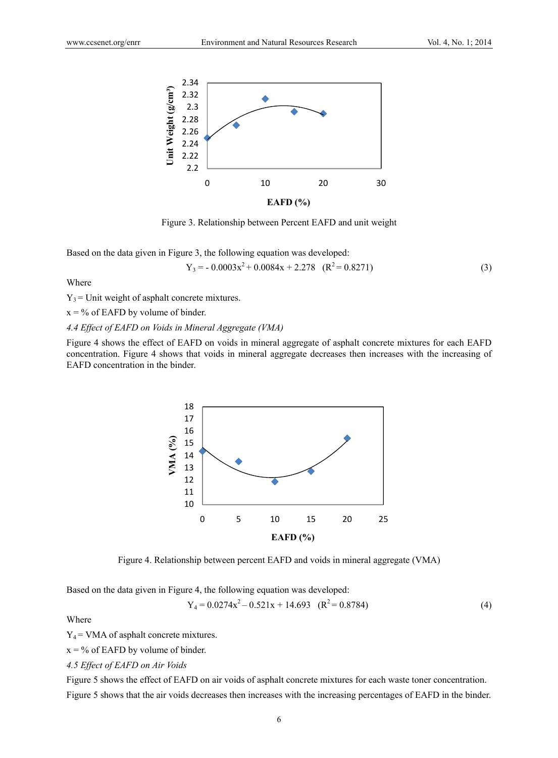Figure 3. Relationship between Percent EAFD and unit weight

Based on the data given in Figure 3, the following equation was developed:

$$Y_3 = -0.0003x^2 + 0.0084x + 2.278 \quad (R^2 = 0.8271) \tag{3}$$

Where

$Y_3$ = Unit weight of asphalt concrete mixtures.

x = % of EAFD by volume of binder.

*4.4 Effect of EAFD on Voids in Mineral Aggregate (VMA)*

Figure 4 shows the effect of EAFD on voids in mineral aggregate of asphalt concrete mixtures for each EAFD concentration. Figure 4 shows that voids in mineral aggregate decreases then increases with the increasing of EAFD concentration in the binder.

Figure 4. Relationship between percent EAFD and voids in mineral aggregate (VMA)

Based on the data given in Figure 4, the following equation was developed:

$$Y_4 = 0.0274x^2 - 0.521x + 14.693 \quad (R^2 = 0.8784) \tag{4}$$

Where

$Y_4$ = VMA of asphalt concrete mixtures.

x = % of EAFD by volume of binder.

*4.5 Effect of EAFD on Air Voids*

Figure 5 shows the effect of EAFD on air voids of asphalt concrete mixtures for each waste toner concentration. Figure 5 shows that the air voids decreases then increases with the increasing percentages of EAFD in the binder.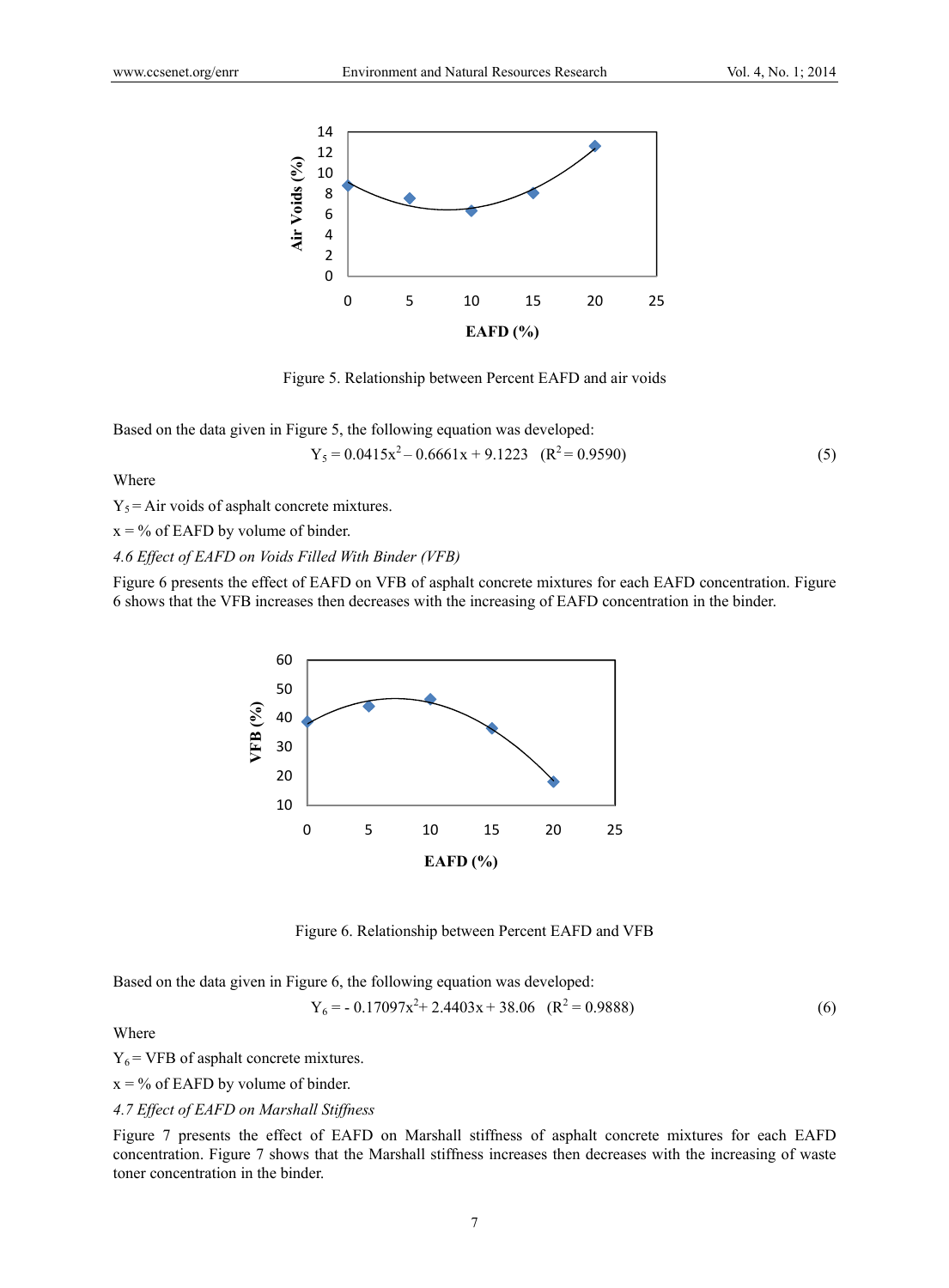Figure 5. Relationship between Percent EAFD and air voids

Based on the data given in Figure 5, the following equation was developed:

$$Y_5 = 0.0415x^2 - 0.6661x + 9.1223 \quad (R^2 = 0.9590) \tag{5}$$

Where

$Y_5$ = Air voids of asphalt concrete mixtures.

$x$ = % of EAFD by volume of binder.

*4.6 Effect of EAFD on Voids Filled With Binder (VFB)*

Figure 6 presents the effect of EAFD on VFB of asphalt concrete mixtures for each EAFD concentration. Figure 6 shows that the VFB increases then decreases with the increasing of EAFD concentration in the binder.

Figure 6. Relationship between Percent EAFD and VFB

Based on the data given in Figure 6, the following equation was developed:

$$Y_6 = -0.17097x^2 + 2.4403x + 38.06 \quad (R^2 = 0.9888) \tag{6}$$

Where

$Y_6$ = VFB of asphalt concrete mixtures.

$x$ = % of EAFD by volume of binder.

*4.7 Effect of EAFD on Marshall Stiffness*

Figure 7 presents the effect of EAFD on Marshall stiffness of asphalt concrete mixtures for each EAFD concentration. Figure 7 shows that the Marshall stiffness increases then decreases with the increasing of waste toner concentration in the binder.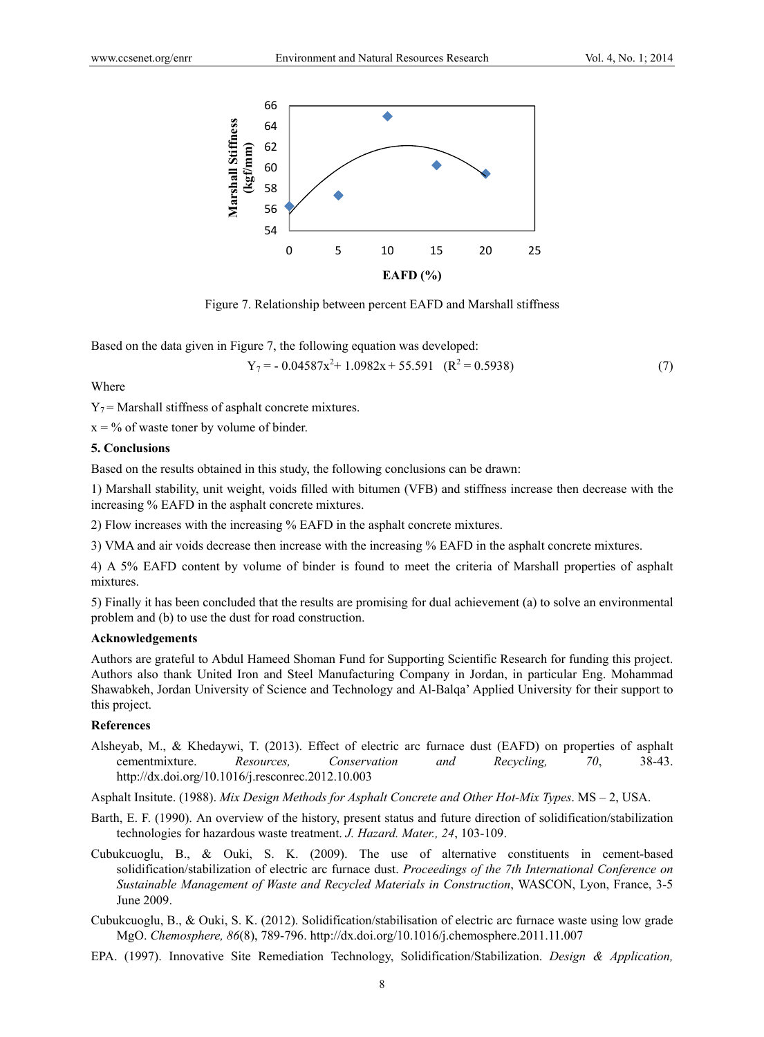Figure 7. Relationship between percent EAFD and Marshall stiffness

Based on the data given in Figure 7, the following equation was developed:

$$Y_7 = -0.04587x^2 + 1.0982x + 55.591 \quad (R^2 = 0.5938) \tag{7}$$

Where

$Y_7$ = Marshall stiffness of asphalt concrete mixtures.

x = % of waste toner by volume of binder.

## 5. Conclusions

Based on the results obtained in this study, the following conclusions can be drawn:

1) Marshall stability, unit weight, voids filled with bitumen (VFB) and stiffness increase then decrease with the increasing % EAFD in the asphalt concrete mixtures.

2) Flow increases with the increasing % EAFD in the asphalt concrete mixtures.

3) VMA and air voids decrease then increase with the increasing % EAFD in the asphalt concrete mixtures.

4) A 5% EAFD content by volume of binder is found to meet the criteria of Marshall properties of asphalt mixtures.

5) Finally it has been concluded that the results are promising for dual achievement (a) to solve an environmental problem and (b) to use the dust for road construction.

## Acknowledgements

Authors are grateful to Abdul Hameed Shoman Fund for Supporting Scientific Research for funding this project. Authors also thank United Iron and Steel Manufacturing Company in Jordan, in particular Eng. Mohammad Shawabkeh, Jordan University of Science and Technology and Al-Balqa' Applied University for their support to this project.

## References

Alsheyab, M., & Khedaywi, T. (2013). Effect of electric arc furnace dust (EAFD) on properties of asphalt cementmixture. *Resources, Conservation and Recycling, 70*, 38-43. http://dx.doi.org/10.1016/j.resconrec.2012.10.003

Asphalt Insitute. (1988). *Mix Design Methods for Asphalt Concrete and Other Hot-Mix Types*. MS – 2, USA.

Barth, E. F. (1990). An overview of the history, present status and future direction of solidification/stabilization technologies for hazardous waste treatment. *J. Hazard. Mater., 24*, 103-109.

Cubukcuoglu, B., & Ouki, S. K. (2009). The use of alternative constituents in cement-based solidification/stabilization of electric arc furnace dust. *Proceedings of the 7th International Conference on Sustainable Management of Waste and Recycled Materials in Construction*, WASCON, Lyon, France, 3-5 June 2009.

Cubukcuoglu, B., & Ouki, S. K. (2012). Solidification/stabilisation of electric arc furnace waste using low grade MgO. *Chemosphere, 86*(8), 789-796. http://dx.doi.org/10.1016/j.chemosphere.2011.11.007

EPA. (1997). Innovative Site Remediation Technology, Solidification/Stabilization. *Design & Application,*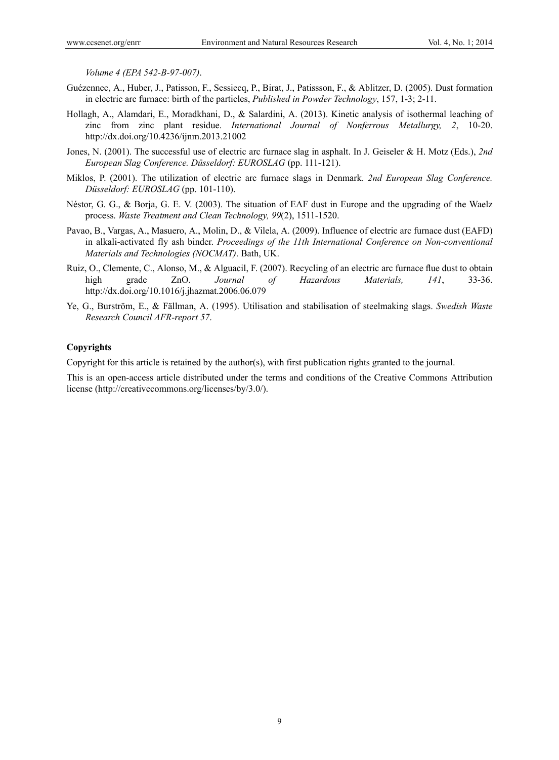*Volume 4 (EPA 542-B-97-007)*.

Guézennec, A., Huber, J., Patisson, F., Sessiecq, P., Birat, J., Patissson, F., & Ablitzer, D. (2005). Dust formation in electric arc furnace: birth of the particles, *Published in Powder Technology*, 157, 1-3; 2-11.

Hollagh, A., Alamdari, E., Moradkhani, D., & Salardini, A. (2013). Kinetic analysis of isothermal leaching of zinc from zinc plant residue. *International Journal of Nonferrous Metallurgy, 2*, 10-20. http://dx.doi.org/10.4236/ijnm.2013.21002

Jones, N. (2001). The successful use of electric arc furnace slag in asphalt. In J. Geiseler & H. Motz (Eds.), *2nd European Slag Conference. Düsseldorf: EUROSLAG* (pp. 111-121).

Miklos, P. (2001). The utilization of electric arc furnace slags in Denmark. *2nd European Slag Conference. Düsseldorf: EUROSLAG* (pp. 101-110).

Néstor, G. G., & Borja, G. E. V. (2003). The situation of EAF dust in Europe and the upgrading of the Waelz process. *Waste Treatment and Clean Technology, 99*(2), 1511-1520.

Pavao, B., Vargas, A., Masuero, A., Molin, D., & Vilela, A. (2009). Influence of electric arc furnace dust (EAFD) in alkali-activated fly ash binder. *Proceedings of the 11th International Conference on Non-conventional Materials and Technologies (NOCMAT)*. Bath, UK.

Ruiz, O., Clemente, C., Alonso, M., & Alguacil, F. (2007). Recycling of an electric arc furnace flue dust to obtain high grade ZnO. *Journal of Hazardous Materials, 141*, 33-36. http://dx.doi.org/10.1016/j.jhazmat.2006.06.079

Ye, G., Burström, E., & Fällman, A. (1995). Utilisation and stabilisation of steelmaking slags. *Swedish Waste Research Council AFR-report 57*.

**Copyrights**

Copyright for this article is retained by the author(s), with first publication rights granted to the journal.

This is an open-access article distributed under the terms and conditions of the Creative Commons Attribution license (http://creativecommons.org/licenses/by/3.0/).